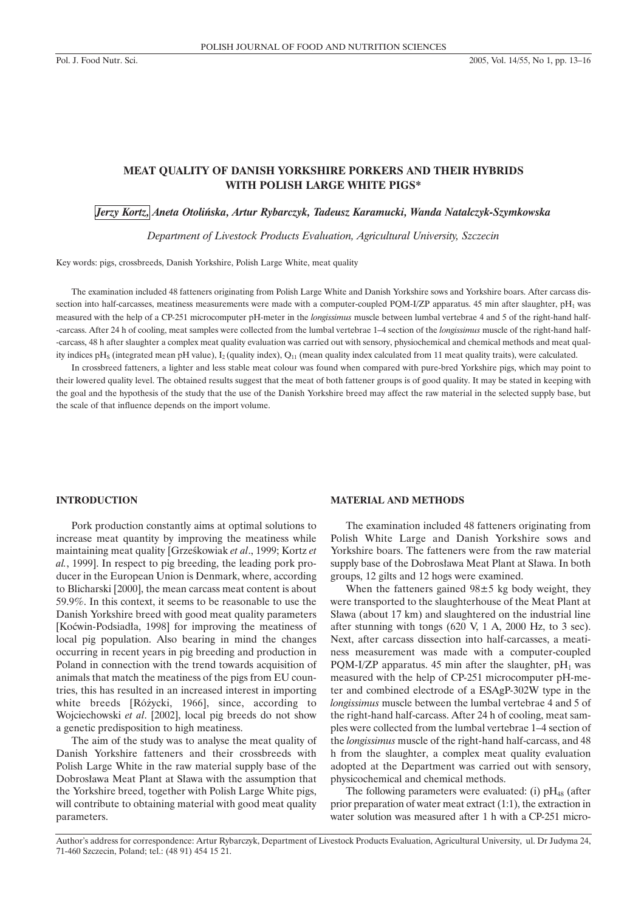# MEAT QUALITY OF DANISH YORKSHIRE PORKERS AND THEIR HYBRIDS WITH POLISH LARGE WHITE PIGS*

*Jerzy Kortz, Aneta Otolińska, Artur Rybarczyk, Tadeusz Karamucki, Wanda Natalczyk-Szymkowska*

*Department of Livestock Products Evaluation, Agricultural University, Szczecin*

Key words: pigs, crossbreeds, Danish Yorkshire, Polish Large White, meat quality

The examination included 48 fatteners originating from Polish Large White and Danish Yorkshire sows and Yorkshire boars. After carcass dissection into half-carcasses, meatiness measurements were made with a computer-coupled PQM-I/ZP apparatus. 45 min after slaughter, $pH_1$ was measured with the help of a CP-251 microcomputer pH-meter in the *longissimus* muscle between lumbal vertebrae 4 and 5 of the right-hand half-carcass. After 24 h of cooling, meat samples were collected from the lumbal vertebrae 1–4 section of the *longissimus* muscle of the right-hand half-carcass, 48 h after slaughter a complex meat quality evaluation was carried out with sensory, physiochemical and chemical methods and meat quality indices $pH_S$ (integrated mean pH value), $I_2$ (quality index), $Q_{11}$ (mean quality index calculated from 11 meat quality traits), were calculated.

In crossbreed fatteners, a lighter and less stable meat colour was found when compared with pure-bred Yorkshire pigs, which may point to their lowered quality level. The obtained results suggest that the meat of both fattener groups is of good quality. It may be stated in keeping with the goal and the hypothesis of the study that the use of the Danish Yorkshire breed may affect the raw material in the selected supply base, but the scale of that influence depends on the import volume.

## INTRODUCTION

Pork production constantly aims at optimal solutions to increase meat quantity by improving the meatiness while maintaining meat quality [Grześkowiak *et al*., 1999; Kortz *et al.*, 1999]. In respect to pig breeding, the leading pork producer in the European Union is Denmark, where, according to Blicharski [2000], the mean carcass meat content is about 59.9%. In this context, it seems to be reasonable to use the Danish Yorkshire breed with good meat quality parameters [Koćwin-Podsiadła, 1998] for improving the meatiness of local pig population. Also bearing in mind the changes occurring in recent years in pig breeding and production in Poland in connection with the trend towards acquisition of animals that match the meatiness of the pigs from EU countries, this has resulted in an increased interest in importing white breeds [Różycki, 1966], since, according to Wojciechowski *et al*. [2002], local pig breeds do not show a genetic predisposition to high meatiness.

The aim of the study was to analyse the meat quality of Danish Yorkshire fatteners and their crossbreeds with Polish Large White in the raw material supply base of the Dobrosława Meat Plant at Sława with the assumption that the Yorkshire breed, together with Polish Large White pigs, will contribute to obtaining material with good meat quality parameters.

## MATERIAL AND METHODS

The examination included 48 fatteners originating from Polish White Large and Danish Yorkshire sows and Yorkshire boars. The fatteners were from the raw material supply base of the Dobrosława Meat Plant at Sława. In both groups, 12 gilts and 12 hogs were examined.

When the fatteners gained 98±5 kg body weight, they were transported to the slaughterhouse of the Meat Plant at Sława (about 17 km) and slaughtered on the industrial line after stunning with tongs (620 V, 1 A, 2000 Hz, to 3 sec). Next, after carcass dissection into half-carcasses, a meatiness measurement was made with a computer-coupled PQM-I/ZP apparatus. 45 min after the slaughter, $pH_1$ was measured with the help of CP-251 microcomputer pH-meter and combined electrode of a ESAgP-302W type in the *longissimus* muscle between the lumbal vertebrae 4 and 5 of the right-hand half-carcass. After 24 h of cooling, meat samples were collected from the lumbal vertebrae 1–4 section of the *longissimus* muscle of the right-hand half-carcass, and 48 h from the slaughter, a complex meat quality evaluation adopted at the Department was carried out with sensory, physicochemical and chemical methods.

The following parameters were evaluated: (i) $pH_{48}$ (after prior preparation of water meat extract (1:1), the extraction in water solution was measured after 1 h with a CP-251 micro-

Author's address for correspondence: Artur Rybarczyk, Department of Livestock Products Evaluation, Agricultural University, ul. Dr Judyma 24, 71-460 Szczecin, Poland; tel.: (48 91) 454 15 21.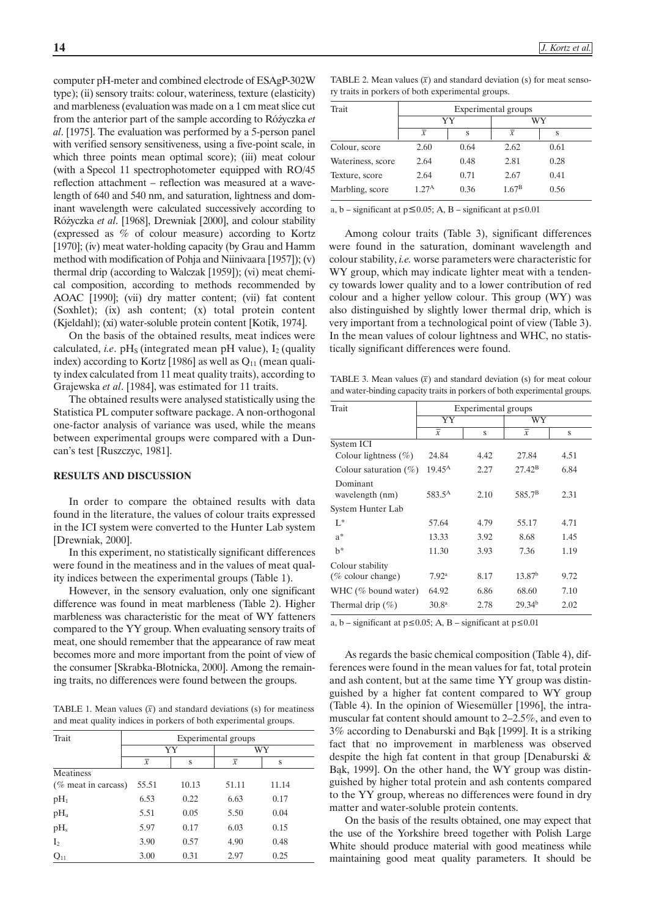computer pH-meter and combined electrode of ESAgP-302W type); (ii) sensory traits: colour, wateriness, texture (elasticity) and marbleness (evaluation was made on a 1 cm meat slice cut from the anterior part of the sample according to Różyczka *et al*. [1975]. The evaluation was performed by a 5-person panel with verified sensory sensitiveness, using a five-point scale, in which three points mean optimal score); (iii) meat colour (with a Specol 11 spectrophotometer equipped with RO/45 reflection attachment – reflection was measured at a wavelength of 640 and 540 nm, and saturation, lightness and dominant wavelength were calculated successively according to Różyczka *et al*. [1968], Drewniak [2000], and colour stability (expressed as % of colour measure) according to Kortz [1970]; (iv) meat water-holding capacity (by Grau and Hamm method with modification of Pohja and Niinivaara [1957]); (v) thermal drip (according to Walczak [1959]); (vi) meat chemical composition, according to methods recommended by AOAC [1990]; (vii) dry matter content; (vii) fat content (Soxhlet); (ix) ash content; (x) total protein content (Kjeldahl); (xi) water-soluble protein content [Kotik, 1974].

On the basis of the obtained results, meat indices were calculated, *i.e*. $pH_S$ (integrated mean pH value), $I_2$ (quality index) according to Kortz [1986] as well as $Q_{11}$ (mean quality index calculated from 11 meat quality traits), according to Grajewska *et al*. [1984], was estimated for 11 traits.

The obtained results were analysed statistically using the Statistica PL computer software package. A non-orthogonal one-factor analysis of variance was used, while the means between experimental groups were compared with a Duncan's test [Ruszczyc, 1981].

## RESULTS AND DISCUSSION

In order to compare the obtained results with data found in the literature, the values of colour traits expressed in the ICI system were converted to the Hunter Lab system [Drewniak, 2000].

In this experiment, no statistically significant differences were found in the meatiness and in the values of meat quality indices between the experimental groups (Table 1).

However, in the sensory evaluation, only one significant difference was found in meat marbleness (Table 2). Higher marbleness was characteristic for the meat of WY fatteners compared to the YY group. When evaluating sensory traits of meat, one should remember that the appearance of raw meat becomes more and more important from the point of view of the consumer [Skrabka-Błotnicka, 2000]. Among the remaining traits, no differences were found between the groups.

TABLE 1. Mean values ($\bar{x}$) and standard deviations (s) for meatiness and meat quality indices in porkers of both experimental groups.

| Trait | Experimental groups | | | |
|---|---|---|---|---|
| | YY | | WY | |
| | $\bar{x}$ | s | $\bar{x}$ | s |
| Meatiness (% meat in carcass) | 55.51 | 10.13 | 51.11 | 11.14 |
| $pH_1$ | 6.53 | 0.22 | 6.63 | 0.17 |
| $pH_u$ | 5.51 | 0.05 | 5.50 | 0.04 |
| $pH_s$ | 5.97 | 0.17 | 6.03 | 0.15 |
| $I_2$ | 3.90 | 0.57 | 4.90 | 0.48 |
| $Q_{11}$ | 3.00 | 0.31 | 2.97 | 0.25 |

TABLE 2. Mean values ($\bar{x}$) and standard deviation (s) for meat sensory traits in porkers of both experimental groups.

| Trait | Experimental groups | | | |
|---|---|---|---|---|
| | YY | | WY | |
| | $\bar{x}$ | s | $\bar{x}$ | s |
| Colour, score | 2.60 | 0.64 | 2.62 | 0.61 |
| Wateriness, score | 2.64 | 0.48 | 2.81 | 0.28 |
| Texture, score | 2.64 | 0.71 | 2.67 | 0.41 |
| Marbling, score | $1.27^A$ | 0.36 | $1.67^B$ | 0.56 |

a, b – significant at $p \leq 0.05$; A, B – significant at $p \leq 0.01$

Among colour traits (Table 3), significant differences were found in the saturation, dominant wavelength and colour stability, *i.e.* worse parameters were characteristic for WY group, which may indicate lighter meat with a tendency towards lower quality and to a lower contribution of red colour and a higher yellow colour. This group (WY) was also distinguished by slightly lower thermal drip, which is very important from a technological point of view (Table 3). In the mean values of colour lightness and WHC, no statistically significant differences were found.

TABLE 3. Mean values ($\bar{x}$) and standard deviation (s) for meat colour and water-binding capacity traits in porkers of both experimental groups.

| Trait | Experimental groups | | | |
|---|---|---|---|---|
| | YY | | WY | |
| | $\bar{x}$ | s | $\bar{x}$ | s |
| System ICI | | | | |
| Colour lightness (%) | 24.84 | 4.42 | 27.84 | 4.51 |
| Colour saturation (%) | $19.45^A$ | 2.27 | $27.42^B$ | 6.84 |
| Dominant wavelength (nm) | $583.5^A$ | 2.10 | $585.7^B$ | 2.31 |
| System Hunter Lab | | | | |
| L* | 57.64 | 4.79 | 55.17 | 4.71 |
| a* | 13.33 | 3.92 | 8.68 | 1.45 |
| b* | 11.30 | 3.93 | 7.36 | 1.19 |
| Colour stability (% colour change) | $7.92^a$ | 8.17 | $13.87^b$ | 9.72 |
| WHC (% bound water) | 64.92 | 6.86 | 68.60 | 7.10 |
| Thermal drip (%) | $30.8^a$ | 2.78 | $29.34^b$ | 2.02 |

a, b – significant at $p \leq 0.05$; A, B – significant at $p \leq 0.01$

As regards the basic chemical composition (Table 4), differences were found in the mean values for fat, total protein and ash content, but at the same time YY group was distinguished by a higher fat content compared to WY group (Table 4). In the opinion of Wiesemüller [1996], the intramuscular fat content should amount to 2–2.5%, and even to 3% according to Denaburski and Bąk [1999]. It is a striking fact that no improvement in marbleness was observed despite the high fat content in that group [Denaburski & Bąk, 1999]. On the other hand, the WY group was distinguished by higher total protein and ash contents compared to the YY group, whereas no differences were found in dry matter and water-soluble protein contents.

On the basis of the results obtained, one may expect that the use of the Yorkshire breed together with Polish Large White should produce material with good meatiness while maintaining good meat quality parameters. It should be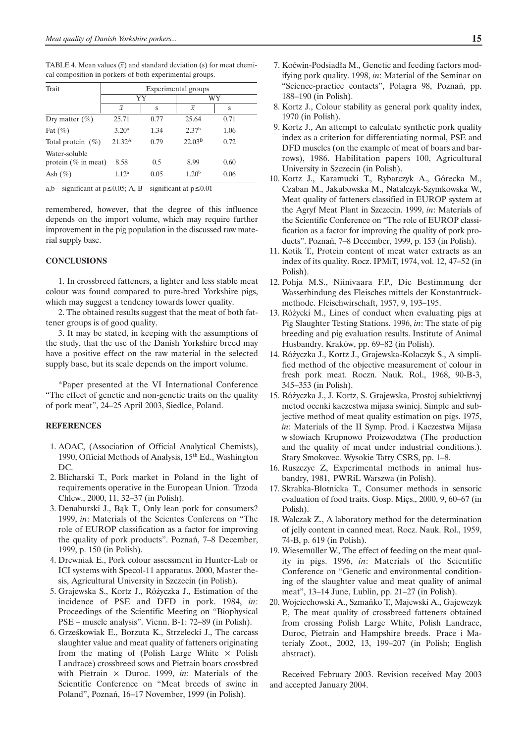TABLE 4. Mean values ($\bar{x}$) and standard deviation (s) for meat chemical composition in porkers of both experimental groups.

| Trait | Experimental groups | | | |
|---|---|---|---|---|
| | YY | | WY | |
| | $\bar{x}$ | s | $\bar{x}$ | s |
| Dry matter (%) | 25.71 | 0.77 | 25.64 | 0.71 |
| Fat (%) | 3.20$^a$ | 1.34 | 2.37$^b$ | 1.06 |
| Total protein (%) | 21.32$^A$ | 0.79 | 22.03$^B$ | 0.72 |
| Water-soluble protein (% in meat) | 8.58 | 0.5 | 8.99 | 0.60 |
| Ash (%) | 1.12$^a$ | 0.05 | 1.20$^b$ | 0.06 |

a,b – significant at $p \leq 0.05$; A, B – significant at $p \leq 0.01$

remembered, however, that the degree of this influence depends on the import volume, which may require further improvement in the pig population in the discussed raw material supply base.

## CONCLUSIONS

1. In crossbreed fatteners, a lighter and less stable meat colour was found compared to pure-bred Yorkshire pigs, which may suggest a tendency towards lower quality.

2. The obtained results suggest that the meat of both fattener groups is of good quality.

3. It may be stated, in keeping with the assumptions of the study, that the use of the Danish Yorkshire breed may have a positive effect on the raw material in the selected supply base, but its scale depends on the import volume.

*Paper presented at the VI International Conference "The effect of genetic and non-genetic traits on the quality of pork meat", 24–25 April 2003, Siedlce, Poland.

## REFERENCES

1. AOAC, (Association of Official Analytical Chemists), 1990, Official Methods of Analysis, 15th Ed., Washington DC.
2. Blicharski T., Pork market in Poland in the light of requirements operative in the European Union. Trzoda Chlew., 2000, 11, 32–37 (in Polish).
3. Denaburski J., Bąk T., Only lean pork for consumers? 1999, *in*: Materials of the Scientes Conferens on "The role of EUROP classification as a factor for improving the quality of pork products". Poznań, 7–8 December, 1999, p. 150 (in Polish).
4. Drewniak E., Pork colour assessment in Hunter-Lab or ICI systems with Specol-11 apparatus. 2000, Master thesis, Agricultural University in Szczecin (in Polish).
5. Grajewska S., Kortz J., Różyczka J., Estimation of the incidence of PSE and DFD in pork. 1984, *in*: Proceedings of the Scientific Meeting on "Biophysical PSE – muscle analysis". Vienn. B-1: 72–89 (in Polish).
6. Grześkowiak E., Borzuta K., Strzelecki J., The carcass slaughter value and meat quality of fatteners originating from the mating of (Polish Large White × Polish Landrace) crossbreed sows and Pietrain boars crossbred with Pietrain × Duroc. 1999, *in*: Materials of the Scientific Conference on "Meat breeds of swine in Poland", Poznań, 16–17 November, 1999 (in Polish).
7. Koćwin-Podsiadła M., Genetic and feeding factors modifying pork quality. 1998, *in*: Material of the Seminar on "Science-practice contacts", Polagra 98, Poznań, pp. 188–190 (in Polish).
8. Kortz J., Colour stability as general pork quality index, 1970 (in Polish).
9. Kortz J., An attempt to calculate synthetic pork quality index as a criterion for differentiating normal, PSE and DFD muscles (on the example of meat of boars and barrows), 1986. Habilitation papers 100, Agricultural University in Szczecin (in Polish).
10. Kortz J., Karamucki T., Rybarczyk A., Górecka M., Czaban M., Jakubowska M., Natalczyk-Szymkowska W., Meat quality of fatteners classified in EUROP system at the Agryf Meat Plant in Szczecin. 1999, *in*: Materials of the Scientific Conference on "The role of EUROP classification as a factor for improving the quality of pork products". Poznań, 7–8 December, 1999, p. 153 (in Polish).
11. Kotik T., Protein content of meat water extracts as an index of its quality. Rocz. IPMiT, 1974, vol. 12, 47–52 (in Polish).
12. Pohja M.S., Niinivaara F.P., Die Bestimmung der Wasserbindung des Fleisches mittels der Konstantruckmethode. Fleischwirschaft, 1957, 9, 193–195.
13. Różycki M., Lines of conduct when evaluating pigs at Pig Slaughter Testing Stations. 1996, *in*: The state of pig breeding and pig evaluation results. Institute of Animal Husbandry. Kraków, pp. 69–82 (in Polish).
14. Różyczka J., Kortz J., Grajewska-Kołaczyk S., A simplified method of the objective measurement of colour in fresh pork meat. Roczn. Nauk. Rol., 1968, 90-B-3, 345–353 (in Polish).
15. Różyczka J., J. Kortz, S. Grajewska, Prostoj subiektivnyj metod ocenki kaczestwa mijasa swiniej. Simple and subjective method of meat quality estimation on pigs. 1975, *in*: Materials of the II Symp. Prod. i Kaczestwa Mijasa w słowiach Krupnowo Proizwodztwa (The production and the quality of meat under industrial conditions.). Stary Smokovec. Wysokie Tatry CSRS, pp. 1–8.
16. Ruszczyc Z, Experimental methods in animal husbandry, 1981, PWRiL Warszwa (in Polish).
17. Skrabka-Błotnicka T., Consumer methods in sensoric evaluation of food traits. Gosp. Mięs., 2000, 9, 60–67 (in Polish).
18. Walczak Z., A laboratory method for the determination of jelly content in canned meat. Rocz. Nauk. Rol., 1959, 74-B, p. 619 (in Polish).
19. Wiesemüller W., The effect of feeding on the meat quality in pigs. 1996, *in*: Materials of the Scientific Conference on "Genetic and environmental conditioning of the slaughter value and meat quality of animal meat", 13–14 June, Lublin, pp. 21–27 (in Polish).
20. Wojciechowski A., Szmańko T., Majewski A., Gajewczyk P., The meat quality of crossbreed fatteners obtained from crossing Polish Large White, Polish Landrace, Duroc, Pietrain and Hampshire breeds. Prace i Materiały Zoot., 2002, 13, 199–207 (in Polish; English abstract).

Received February 2003. Revision received May 2003 and accepted January 2004.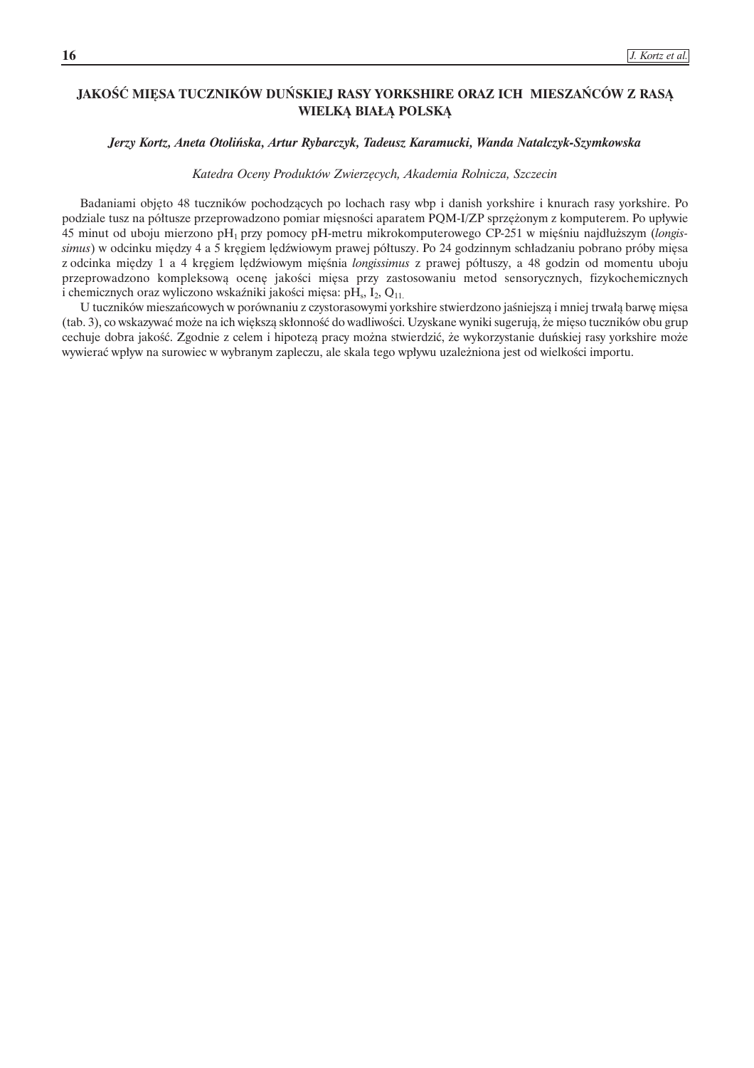## JAKOŚĆ MIĘSA TUCZNIKÓW DUŃSKIEJ RASY YORKSHIRE ORAZ ICH MIESZAŃCÓW Z RASĄ WIELKĄ BIAŁĄ POLSKĄ

***Jerzy Kortz, Aneta Otolińska, Artur Rybarczyk, Tadeusz Karamucki, Wanda Natalczyk-Szymkowska***

*Katedra Oceny Produktów Zwierzęcych, Akademia Rolnicza, Szczecin*

Badaniami objęto 48 tuczników pochodzących po lochach rasy wbp i danish yorkshire i knurach rasy yorkshire. Po podziale tusz na półtusze przeprowadzono pomiar mięsności aparatem PQM-I/ZP sprzężonym z komputerem. Po upływie 45 minut od uboju mierzono $pH_1$ przy pomocy pH-metru mikrokomputerowego CP-251 w mięśniu najdłuższym (*longissimus*) w odcinku między 4 a 5 kręgiem lędźwiowym prawej półtuszy. Po 24 godzinnym schładzaniu pobrano próby mięsa z odcinka między 1 a 4 kręgiem lędźwiowym mięśnia *longissimus* z prawej półtuszy, a 48 godzin od momentu uboju przeprowadzono kompleksową ocenę jakości mięsa przy zastosowaniu metod sensorycznych, fizykochemicznych i chemicznych oraz wyliczono wskaźniki jakości mięsa: $pH_s$, $I_2$, $Q_{11.}$

U tuczników mieszańcowych w porównaniu z czystorasowymi yorkshire stwierdzono jaśniejszą i mniej trwałą barwę mięsa (tab. 3), co wskazywać może na ich większą skłonność do wadliwości. Uzyskane wyniki sugerują, że mięso tuczników obu grup cechuje dobra jakość. Zgodnie z celem i hipotezą pracy można stwierdzić, że wykorzystanie duńskiej rasy yorkshire może wywierać wpływ na surowiec w wybranym zapleczu, ale skala tego wpływu uzależniona jest od wielkości importu.